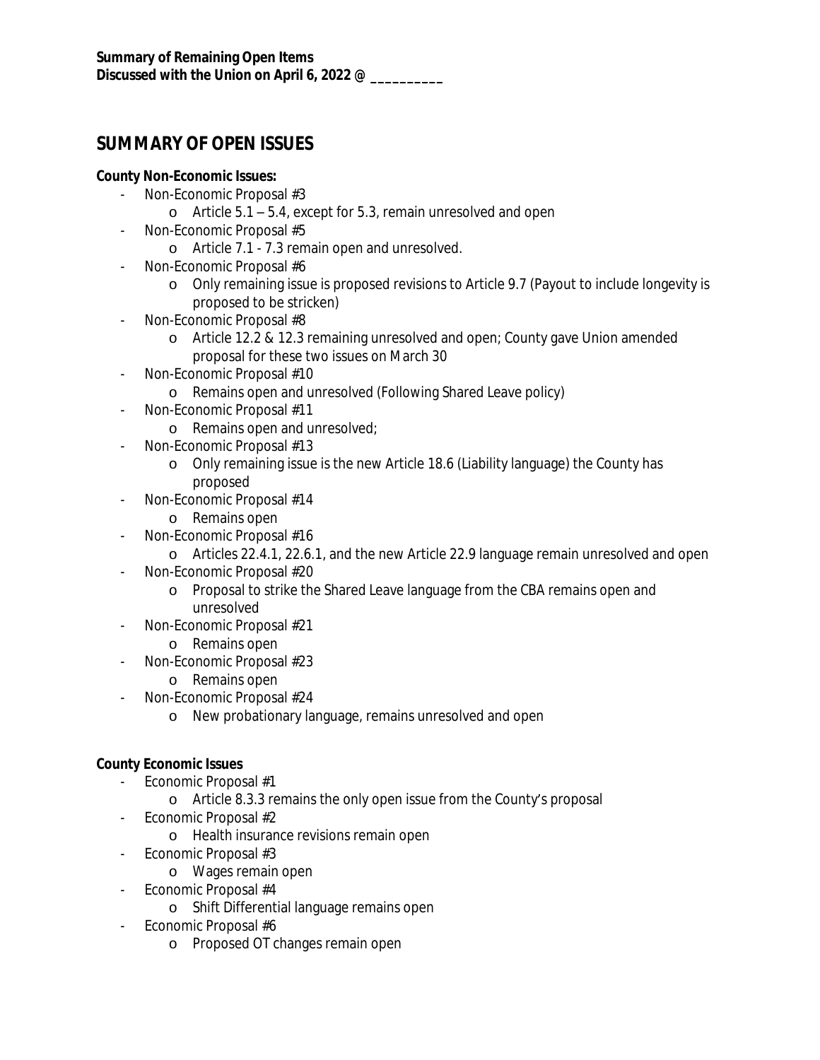**Summary of Remaining Open Items**
**Discussed with the Union on April 6, 2022 @ __________**

## SUMMARY OF OPEN ISSUES

**County Non-Economic Issues:**

- Non-Economic Proposal #3
  - Article 5.1 – 5.4, except for 5.3, remain unresolved and open
- Non-Economic Proposal #5
  - Article 7.1 - 7.3 remain open and unresolved.
- Non-Economic Proposal #6
  - Only remaining issue is proposed revisions to Article 9.7 (Payout to include longevity is proposed to be stricken)
- Non-Economic Proposal #8
  - Article 12.2 & 12.3 remaining unresolved and open; County gave Union amended proposal for these two issues on March 30
- Non-Economic Proposal #10
  - Remains open and unresolved (Following Shared Leave policy)
- Non-Economic Proposal #11
  - Remains open and unresolved;
- Non-Economic Proposal #13
  - Only remaining issue is the new Article 18.6 (Liability language) the County has proposed
- Non-Economic Proposal #14
  - Remains open
- Non-Economic Proposal #16
  - Articles 22.4.1, 22.6.1, and the new Article 22.9 language remain unresolved and open
- Non-Economic Proposal #20
  - Proposal to strike the Shared Leave language from the CBA remains open and unresolved
- Non-Economic Proposal #21
  - Remains open
- Non-Economic Proposal #23
  - Remains open
- Non-Economic Proposal #24
  - New probationary language, remains unresolved and open

**County Economic Issues**

- Economic Proposal #1
  - Article 8.3.3 remains the only open issue from the County's proposal
- Economic Proposal #2
  - Health insurance revisions remain open
- Economic Proposal #3
  - Wages remain open
- Economic Proposal #4
  - Shift Differential language remains open
- Economic Proposal #6
  - Proposed OT changes remain open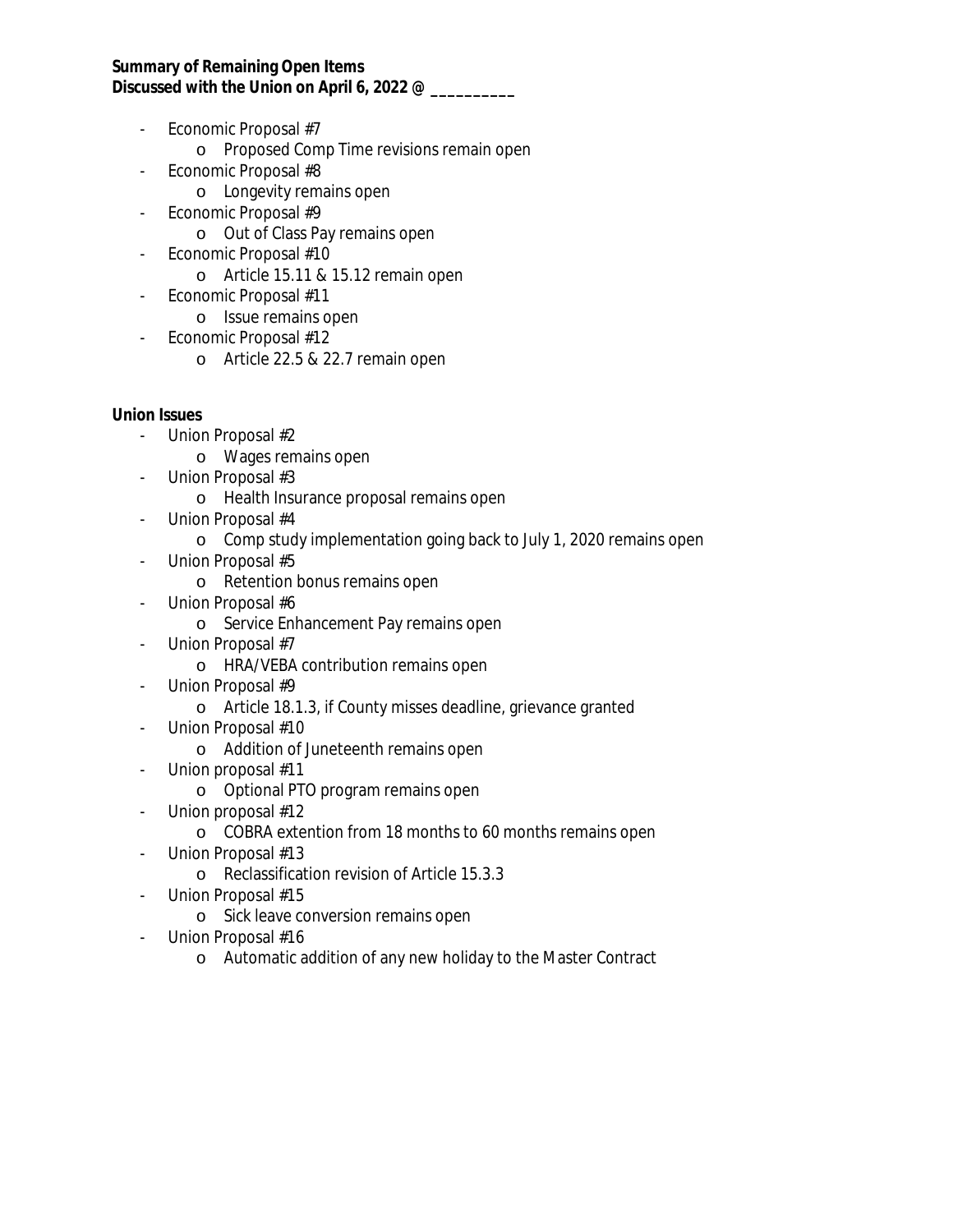**Summary of Remaining Open Items**
**Discussed with the Union on April 6, 2022 @ __________**

- Economic Proposal #7
  - Proposed Comp Time revisions remain open
- Economic Proposal #8
  - Longevity remains open
- Economic Proposal #9
  - Out of Class Pay remains open
- Economic Proposal #10
  - Article 15.11 & 15.12 remain open
- Economic Proposal #11
  - Issue remains open
- Economic Proposal #12
  - Article 22.5 & 22.7 remain open

**Union Issues**

- Union Proposal #2
  - Wages remains open
- Union Proposal #3
  - Health Insurance proposal remains open
- Union Proposal #4
  - Comp study implementation going back to July 1, 2020 remains open
- Union Proposal #5
  - Retention bonus remains open
- Union Proposal #6
  - Service Enhancement Pay remains open
- Union Proposal #7
  - HRA/VEBA contribution remains open
- Union Proposal #9
  - Article 18.1.3, if County misses deadline, grievance granted
- Union Proposal #10
  - Addition of Juneteenth remains open
- Union proposal #11
  - Optional PTO program remains open
- Union proposal #12
  - COBRA extention from 18 months to 60 months remains open
- Union Proposal #13
  - Reclassification revision of Article 15.3.3
- Union Proposal #15
  - Sick leave conversion remains open
- Union Proposal #16
  - Automatic addition of any new holiday to the Master Contract